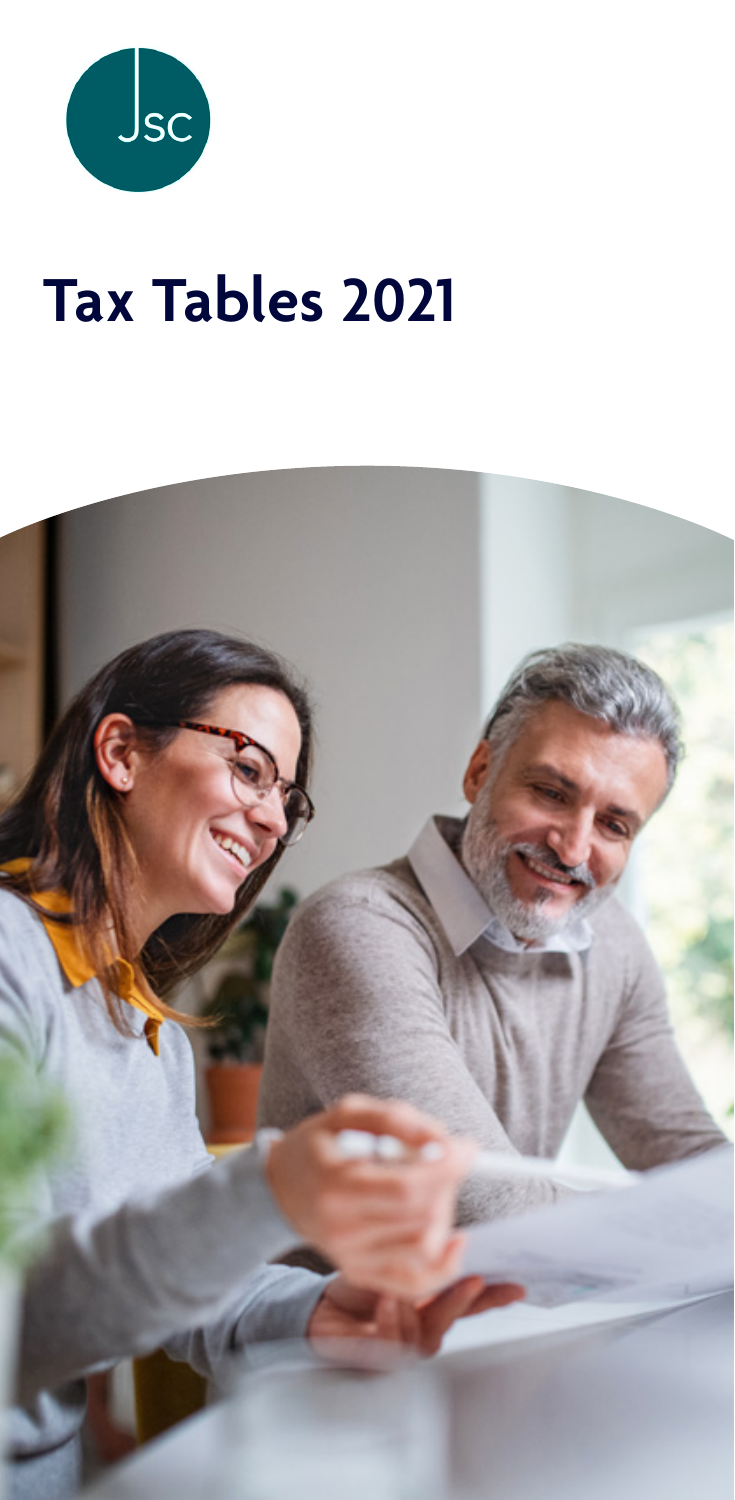# Tax Tables 2021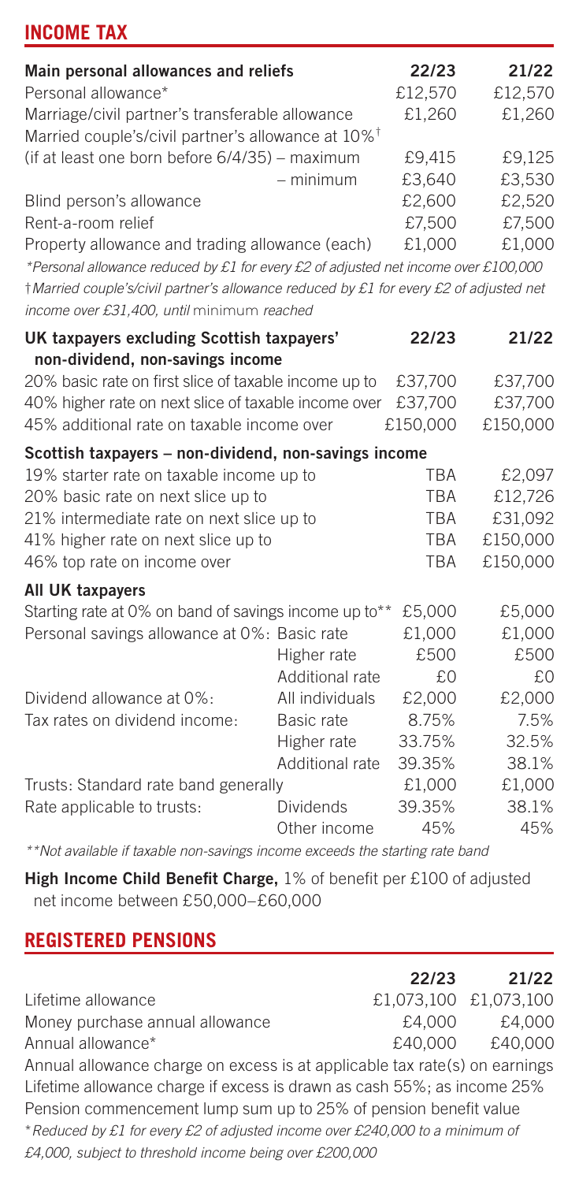## INCOME TAX

| Main personal allowances and reliefs | | 22/23 | 21/22 |
|---|---|---|---|
| Personal allowance* | | £12,570 | £12,570 |
| Marriage/civil partner's transferable allowance | | £1,260 | £1,260 |
| Married couple's/civil partner's allowance at 10%† (if at least one born before 6/4/35) | – maximum | £9,415 | £9,125 |
| | – minimum | £3,640 | £3,530 |
| Blind person's allowance | | £2,600 | £2,520 |
| Rent-a-room relief | | £7,500 | £7,500 |
| Property allowance and trading allowance (each) | | £1,000 | £1,000 |

*\*Personal allowance reduced by £1 for every £2 of adjusted net income over £100,000*

*†Married couple's/civil partner's allowance reduced by £1 for every £2 of adjusted net income over £31,400, until* minimum *reached*

| UK taxpayers excluding Scottish taxpayers' non-dividend, non-savings income | 22/23 | 21/22 |
|---|---|---|
| 20% basic rate on first slice of taxable income up to | £37,700 | £37,700 |
| 40% higher rate on next slice of taxable income over | £37,700 | £37,700 |
| 45% additional rate on taxable income over | £150,000 | £150,000 |
| **Scottish taxpayers – non-dividend, non-savings income** | | |
| 19% starter rate on taxable income up to | TBA | £2,097 |
| 20% basic rate on next slice up to | TBA | £12,726 |
| 21% intermediate rate on next slice up to | TBA | £31,092 |
| 41% higher rate on next slice up to | TBA | £150,000 |
| 46% top rate on income over | TBA | £150,000 |

| All UK taxpayers | | 22/23 | 21/22 |
|---|---|---|---|
| Starting rate at 0% on band of savings income up to** | | £5,000 | £5,000 |
| Personal savings allowance at 0%: | Basic rate | £1,000 | £1,000 |
| | Higher rate | £500 | £500 |
| | Additional rate | £0 | £0 |
| Dividend allowance at 0%: | All individuals | £2,000 | £2,000 |
| Tax rates on dividend income: | Basic rate | 8.75% | 7.5% |
| | Higher rate | 33.75% | 32.5% |
| | Additional rate | 39.35% | 38.1% |
| Trusts: Standard rate band generally | | £1,000 | £1,000 |
| Rate applicable to trusts: | Dividends | 39.35% | 38.1% |
| | Other income | 45% | 45% |

*\*\*Not available if taxable non-savings income exceeds the starting rate band*

**High Income Child Benefit Charge,** 1% of benefit per £100 of adjusted net income between £50,000–£60,000

## REGISTERED PENSIONS

| | 22/23 | 21/22 |
|---|---|---|
| Lifetime allowance | £1,073,100 | £1,073,100 |
| Money purchase annual allowance | £4,000 | £4,000 |
| Annual allowance* | £40,000 | £40,000 |

Annual allowance charge on excess is at applicable tax rate(s) on earnings

Lifetime allowance charge if excess is drawn as cash 55%; as income 25%

Pension commencement lump sum up to 25% of pension benefit value

*\*Reduced by £1 for every £2 of adjusted income over £240,000 to a minimum of £4,000, subject to threshold income being over £200,000*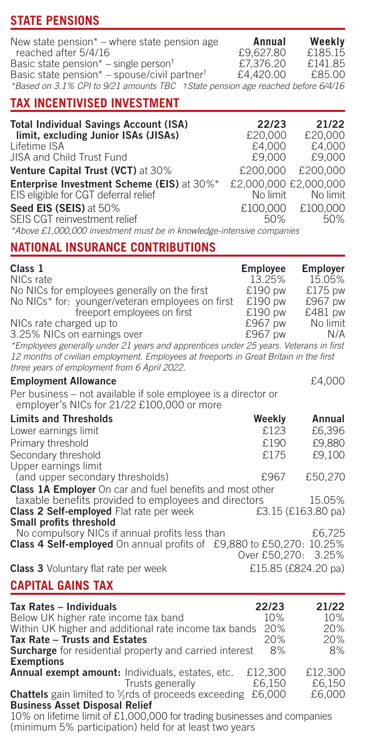## STATE PENSIONS

| | Annual | Weekly |
|---|---|---|
| New state pension* – where state pension age reached after 5/4/16 | £9,627.80 | £185.15 |
| Basic state pension* – single person† | £7,376.20 | £141.85 |
| Basic state pension* – spouse/civil partner† | £4,420.00 | £85.00 |

*\*Based on 3.1% CPI to 9/21 amounts TBC †State pension age reached before 6/4/16*

## TAX INCENTIVISED INVESTMENT

| | 22/23 | 21/22 |
|---|---|---|
| **Total Individual Savings Account (ISA) limit, excluding Junior ISAs (JISAs)** | £20,000 | £20,000 |
| Lifetime ISA | £4,000 | £4,000 |
| JISA and Child Trust Fund | £9,000 | £9,000 |
| **Venture Capital Trust (VCT)** at 30% | £200,000 | £200,000 |
| **Enterprise Investment Scheme (EIS)** at 30%* | £2,000,000 | £2,000,000 |
| EIS eligible for CGT deferral relief | No limit | No limit |
| **Seed EIS (SEIS)** at 50% | £100,000 | £100,000 |
| SEIS CGT reinvestment relief | 50% | 50% |

*\*Above £1,000,000 investment must be in knowledge-intensive companies*

## NATIONAL INSURANCE CONTRIBUTIONS

| Class 1 | | Employee | Employer |
|---|---|---|---|
| NICs rate | | 13.25% | 15.05% |
| No NICs for employees generally on the first | | £190 pw | £175 pw |
| No NICs* for: | younger/veteran employees on first | £190 pw | £967 pw |
| | freeport employees on first | £190 pw | £481 pw |
| NICs rate charged up to | | £967 pw | No limit |
| 3.25% NICs on earnings over | | £967 pw | N/A |

*\*Employees generally under 21 years and apprentices under 25 years. Veterans in first 12 months of civilian employment. Employees at freeports in Great Britain in the first three years of employment from 6 April 2022.*

**Employment Allowance** £4,000

Per business – not available if sole employee is a director or employer's NICs for 21/22 £100,000 or more

| Limits and Thresholds | Weekly | Annual |
|---|---|---|
| Lower earnings limit | £123 | £6,396 |
| Primary threshold | £190 | £9,880 |
| Secondary threshold | £175 | £9,100 |
| Upper earnings limit (and upper secondary thresholds) | £967 | £50,270 |

**Class 1A Employer** On car and fuel benefits and most other taxable benefits provided to employees and directors: 15.05%

**Class 2 Self-employed** Flat rate per week: £3.15 (£163.80 pa)

**Small profits threshold**
No compulsory NICs if annual profits less than: £6,725

**Class 4 Self-employed** On annual profits of £9,880 to £50,270: 10.25%
Over £50,270: 3.25%

**Class 3** Voluntary flat rate per week: £15.85 (£824.20 pa)

## CAPITAL GAINS TAX

| | 22/23 | 21/22 |
|---|---|---|
| **Tax Rates – Individuals** | | |
| Below UK higher rate income tax band | 10% | 10% |
| Within UK higher and additional rate income tax bands | 20% | 20% |
| **Tax Rate – Trusts and Estates** | 20% | 20% |
| **Surcharge** for residential property and carried interest | 8% | 8% |
| **Exemptions** | | |
| **Annual exempt amount:** Individuals, estates, etc. | £12,300 | £12,300 |
| Trusts generally | £6,150 | £6,150 |
| **Chattels** gain limited to 5/3rds of proceeds exceeding | £6,000 | £6,000 |

**Business Asset Disposal Relief**

10% on lifetime limit of £1,000,000 for trading businesses and companies (minimum 5% participation) held for at least two years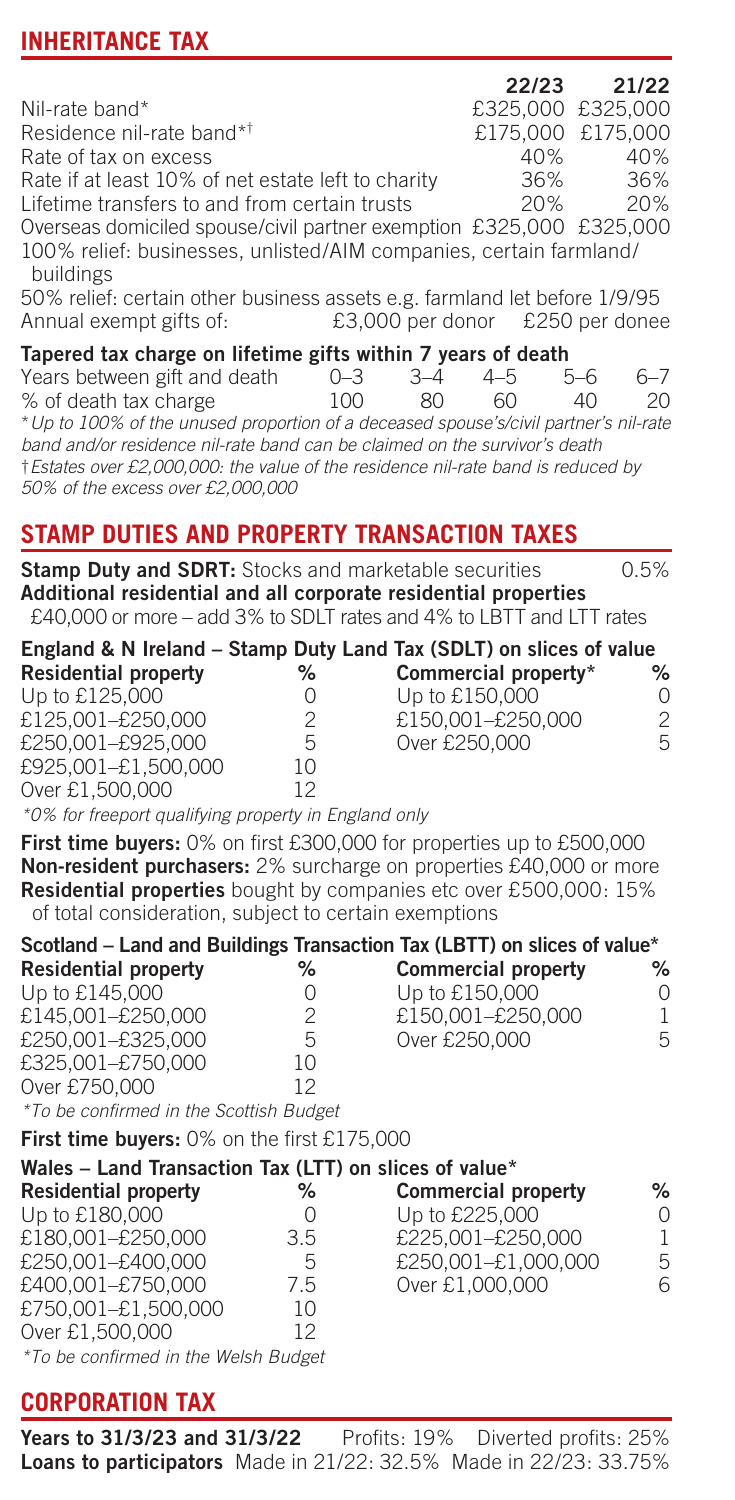## INHERITANCE TAX

| | 22/23 | 21/22 |
|---|---|---|
| Nil-rate band* | £325,000 | £325,000 |
| Residence nil-rate band*† | £175,000 | £175,000 |
| Rate of tax on excess | 40% | 40% |
| Rate if at least 10% of net estate left to charity | 36% | 36% |
| Lifetime transfers to and from certain trusts | 20% | 20% |
| Overseas domiciled spouse/civil partner exemption | £325,000 | £325,000 |

100% relief: businesses, unlisted/AIM companies, certain farmland/buildings

50% relief: certain other business assets e.g. farmland let before 1/9/95

Annual exempt gifts of: £3,000 per donor £250 per donee

**Tapered tax charge on lifetime gifts within 7 years of death**

| Years between gift and death | 0–3 | 3–4 | 4–5 | 5–6 | 6–7 |
|---|---|---|---|---|---|
| % of death tax charge | 100 | 80 | 60 | 40 | 20 |

*\*Up to 100% of the unused proportion of a deceased spouse's/civil partner's nil-rate band and/or residence nil-rate band can be claimed on the survivor's death*

*†Estates over £2,000,000: the value of the residence nil-rate band is reduced by 50% of the excess over £2,000,000*

## STAMP DUTIES AND PROPERTY TRANSACTION TAXES

**Stamp Duty and SDRT:** Stocks and marketable securities 0.5%

**Additional residential and all corporate residential properties**
£40,000 or more – add 3% to SDLT rates and 4% to LBTT and LTT rates

**England & N Ireland – Stamp Duty Land Tax (SDLT) on slices of value**

| Residential property | % | Commercial property* | % |
|---|---|---|---|
| Up to £125,000 | 0 | Up to £150,000 | 0 |
| £125,001–£250,000 | 2 | £150,001–£250,000 | 2 |
| £250,001–£925,000 | 5 | Over £250,000 | 5 |
| £925,001–£1,500,000 | 10 | | |
| Over £1,500,000 | 12 | | |

*\*0% for freeport qualifying property in England only*

**First time buyers:** 0% on first £300,000 for properties up to £500,000

**Non-resident purchasers:** 2% surcharge on properties £40,000 or more

**Residential properties** bought by companies etc over £500,000: 15% of total consideration, subject to certain exemptions

**Scotland – Land and Buildings Transaction Tax (LBTT) on slices of value***

| Residential property | % | Commercial property | % |
|---|---|---|---|
| Up to £145,000 | 0 | Up to £150,000 | 0 |
| £145,001–£250,000 | 2 | £150,001–£250,000 | 1 |
| £250,001–£325,000 | 5 | Over £250,000 | 5 |
| £325,001–£750,000 | 10 | | |
| Over £750,000 | 12 | | |

*\*To be confirmed in the Scottish Budget*

**First time buyers:** 0% on the first £175,000

**Wales – Land Transaction Tax (LTT) on slices of value***

| Residential property | % | Commercial property | % |
|---|---|---|---|
| Up to £180,000 | 0 | Up to £225,000 | 0 |
| £180,001–£250,000 | 3.5 | £225,001–£250,000 | 1 |
| £250,001–£400,000 | 5 | £250,001–£1,000,000 | 5 |
| £400,001–£750,000 | 7.5 | Over £1,000,000 | 6 |
| £750,001–£1,500,000 | 10 | | |
| Over £1,500,000 | 12 | | |

*\*To be confirmed in the Welsh Budget*

## CORPORATION TAX

**Years to 31/3/23 and 31/3/22** Profits: 19% Diverted profits: 25%

**Loans to participators** Made in 21/22: 32.5% Made in 22/23: 33.75%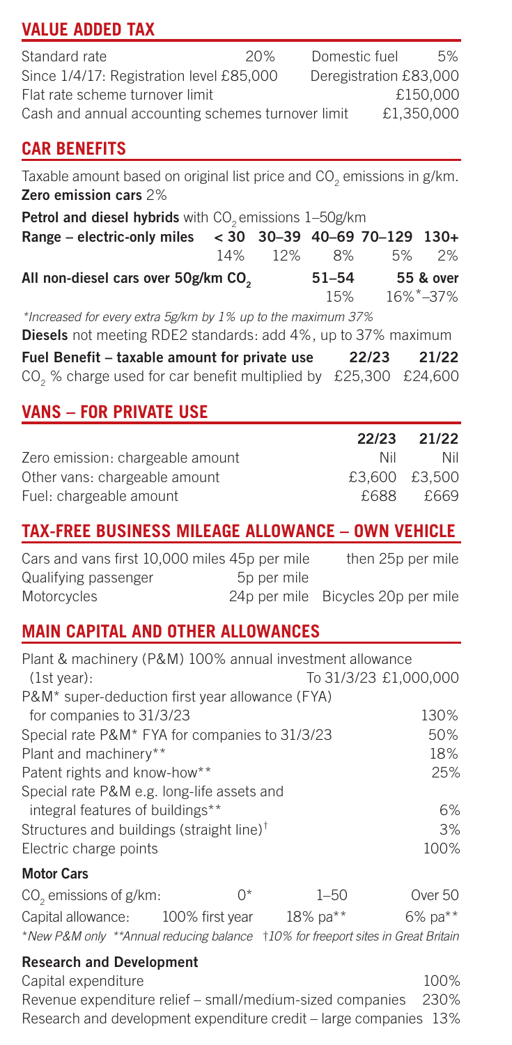## VALUE ADDED TAX

| | | | |
|---|---|---|---|
| Standard rate | 20% | Domestic fuel | 5% |
| Since 1/4/17: Registration level £85,000 | | Deregistration £83,000 | |
| Flat rate scheme turnover limit | | | £150,000 |
| Cash and annual accounting schemes turnover limit | | | £1,350,000 |

## CAR BENEFITS

Taxable amount based on original list price and $CO_2$ emissions in g/km.

**Zero emission cars** 2%

**Petrol and diesel hybrids** with $CO_2$ emissions 1–50g/km

| **Range – electric-only miles** | **< 30** | **30–39** | **40–69** | **70–129** | **130+** |
|---|---|---|---|---|---|
| | 14% | 12% | 8% | 5% | 2% |

| **All non-diesel cars over 50g/km $CO_2$** | **51–54** | **55 & over** |
|---|---|---|
| | 15% | 16%*–37% |

*Increased for every extra 5g/km by 1% up to the maximum 37%*

**Diesels** not meeting RDE2 standards: add 4%, up to 37% maximum

| **Fuel Benefit – taxable amount for private use** | **22/23** | **21/22** |
|---|---|---|
| $CO_2$ % charge used for car benefit multiplied by | £25,300 | £24,600 |

## VANS – FOR PRIVATE USE

| | **22/23** | **21/22** |
|---|---|---|
| Zero emission: chargeable amount | Nil | Nil |
| Other vans: chargeable amount | £3,600 | £3,500 |
| Fuel: chargeable amount | £688 | £669 |

## TAX-FREE BUSINESS MILEAGE ALLOWANCE – OWN VEHICLE

| | | |
|---|---|---|
| Cars and vans first 10,000 miles 45p per mile | | then 25p per mile |
| Qualifying passenger | 5p per mile | |
| Motorcycles | 24p per mile | Bicycles 20p per mile |

## MAIN CAPITAL AND OTHER ALLOWANCES

| | |
|---|---|
| Plant & machinery (P&M) 100% annual investment allowance (1st year): | To 31/3/23 £1,000,000 |
| P&M* super-deduction first year allowance (FYA) for companies to 31/3/23 | 130% |
| Special rate P&M* FYA for companies to 31/3/23 | 50% |
| Plant and machinery** | 18% |
| Patent rights and know-how** | 25% |
| Special rate P&M e.g. long-life assets and integral features of buildings** | 6% |
| Structures and buildings (straight line)† | 3% |
| Electric charge points | 100% |

**Motor Cars**

| $CO_2$ emissions of g/km: | 0* | 1–50 | Over 50 |
|---|---|---|---|
| Capital allowance: | 100% first year | 18% pa** | 6% pa** |

*\*New P&M only \*\*Annual reducing balance †10% for freeport sites in Great Britain*

**Research and Development**

| | |
|---|---|
| Capital expenditure | 100% |
| Revenue expenditure relief – small/medium-sized companies | 230% |
| Research and development expenditure credit – large companies | 13% |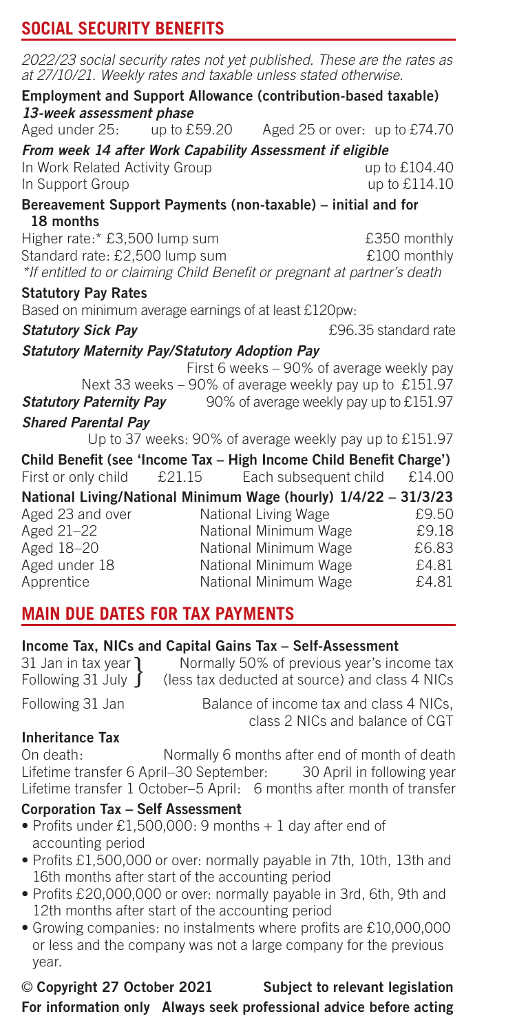## SOCIAL SECURITY BENEFITS

*2022/23 social security rates not yet published. These are the rates as at 27/10/21. Weekly rates and taxable unless stated otherwise.*

**Employment and Support Allowance (contribution-based taxable)**

***13-week assessment phase***

| | | | |
|---|---|---|---|
| Aged under 25: | up to £59.20 | Aged 25 or over: | up to £74.70 |

***From week 14 after Work Capability Assessment if eligible***

| | |
|---|---|
| In Work Related Activity Group | up to £104.40 |
| In Support Group | up to £114.10 |

**Bereavement Support Payments (non-taxable) – initial and for 18 months**

| | |
|---|---|
| Higher rate:* £3,500 lump sum | £350 monthly |
| Standard rate: £2,500 lump sum | £100 monthly |

*\*If entitled to or claiming Child Benefit or pregnant at partner's death*

**Statutory Pay Rates**

Based on minimum average earnings of at least £120pw:

***Statutory Sick Pay*** £96.35 standard rate

***Statutory Maternity Pay/Statutory Adoption Pay***

First 6 weeks – 90% of average weekly pay

Next 33 weeks – 90% of average weekly pay up to £151.97

***Statutory Paternity Pay*** 90% of average weekly pay up to £151.97

***Shared Parental Pay***

Up to 37 weeks: 90% of average weekly pay up to £151.97

**Child Benefit (see 'Income Tax – High Income Child Benefit Charge')**

| | | | |
|---|---|---|---|
| First or only child | £21.15 | Each subsequent child | £14.00 |

**National Living/National Minimum Wage (hourly) 1/4/22 – 31/3/23**

| | | |
|---|---|---|
| Aged 23 and over | National Living Wage | £9.50 |
| Aged 21–22 | National Minimum Wage | £9.18 |
| Aged 18–20 | National Minimum Wage | £6.83 |
| Aged under 18 | National Minimum Wage | £4.81 |
| Apprentice | National Minimum Wage | £4.81 |

## MAIN DUE DATES FOR TAX PAYMENTS

**Income Tax, NICs and Capital Gains Tax – Self-Assessment**

| | |
|---|---|
| 31 Jan in tax year / Following 31 July | Normally 50% of previous year's income tax (less tax deducted at source) and class 4 NICs |
| Following 31 Jan | Balance of income tax and class 4 NICs, class 2 NICs and balance of CGT |

**Inheritance Tax**

| | |
|---|---|
| On death: | Normally 6 months after end of month of death |
| Lifetime transfer 6 April–30 September: | 30 April in following year |
| Lifetime transfer 1 October–5 April: | 6 months after month of transfer |

**Corporation Tax – Self Assessment**

- Profits under £1,500,000: 9 months + 1 day after end of accounting period
- Profits £1,500,000 or over: normally payable in 7th, 10th, 13th and 16th months after start of the accounting period
- Profits £20,000,000 or over: normally payable in 3rd, 6th, 9th and 12th months after start of the accounting period
- Growing companies: no instalments where profits are £10,000,000 or less and the company was not a large company for the previous year.

**© Copyright 27 October 2021 Subject to relevant legislation**

**For information only Always seek professional advice before acting**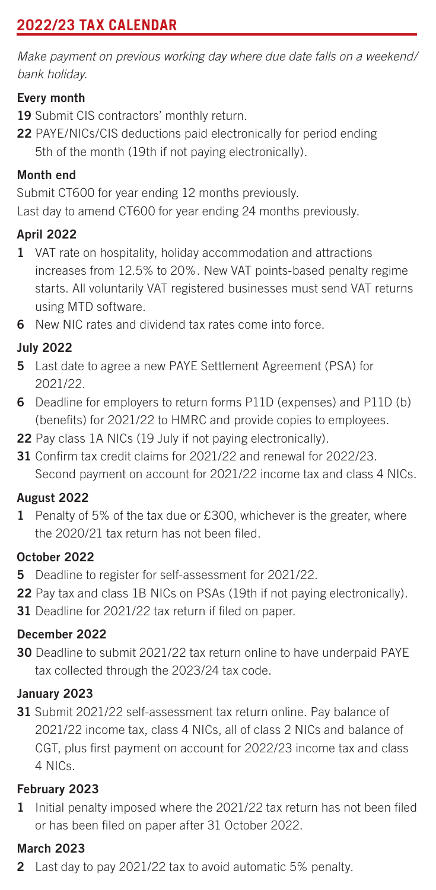## 2022/23 TAX CALENDAR

*Make payment on previous working day where due date falls on a weekend/ bank holiday.*

### Every month

**19** Submit CIS contractors' monthly return.

**22** PAYE/NICs/CIS deductions paid electronically for period ending 5th of the month (19th if not paying electronically).

### Month end

Submit CT600 for year ending 12 months previously.

Last day to amend CT600 for year ending 24 months previously.

### April 2022

**1** VAT rate on hospitality, holiday accommodation and attractions increases from 12.5% to 20%. New VAT points-based penalty regime starts. All voluntarily VAT registered businesses must send VAT returns using MTD software.

**6** New NIC rates and dividend tax rates come into force.

### July 2022

**5** Last date to agree a new PAYE Settlement Agreement (PSA) for 2021/22.

**6** Deadline for employers to return forms P11D (expenses) and P11D (b) (benefits) for 2021/22 to HMRC and provide copies to employees.

**22** Pay class 1A NICs (19 July if not paying electronically).

**31** Confirm tax credit claims for 2021/22 and renewal for 2022/23. Second payment on account for 2021/22 income tax and class 4 NICs.

### August 2022

**1** Penalty of 5% of the tax due or £300, whichever is the greater, where the 2020/21 tax return has not been filed.

### October 2022

**5** Deadline to register for self-assessment for 2021/22.

**22** Pay tax and class 1B NICs on PSAs (19th if not paying electronically).

**31** Deadline for 2021/22 tax return if filed on paper.

### December 2022

**30** Deadline to submit 2021/22 tax return online to have underpaid PAYE tax collected through the 2023/24 tax code.

### January 2023

**31** Submit 2021/22 self-assessment tax return online. Pay balance of 2021/22 income tax, class 4 NICs, all of class 2 NICs and balance of CGT, plus first payment on account for 2022/23 income tax and class 4 NICs.

### February 2023

**1** Initial penalty imposed where the 2021/22 tax return has not been filed or has been filed on paper after 31 October 2022.

### March 2023

**2** Last day to pay 2021/22 tax to avoid automatic 5% penalty.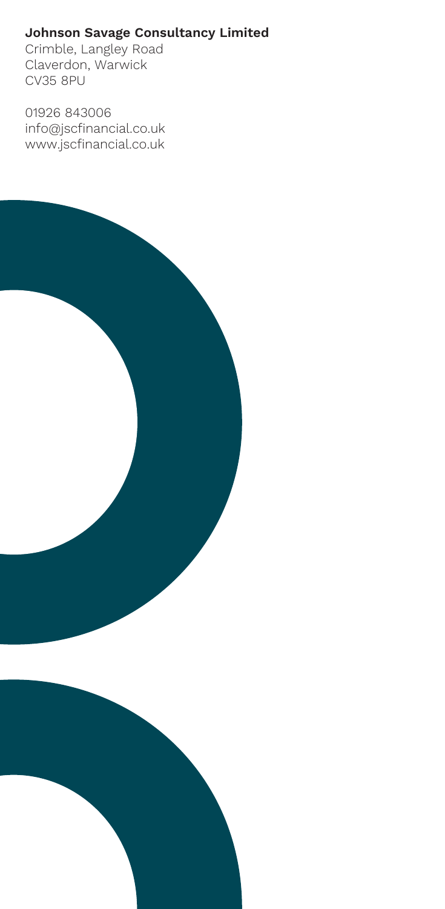**Johnson Savage Consultancy Limited**
Crimble, Langley Road
Claverdon, Warwick
CV35 8PU

01926 843006
info@jscfinancial.co.uk
www.jscfinancial.co.uk